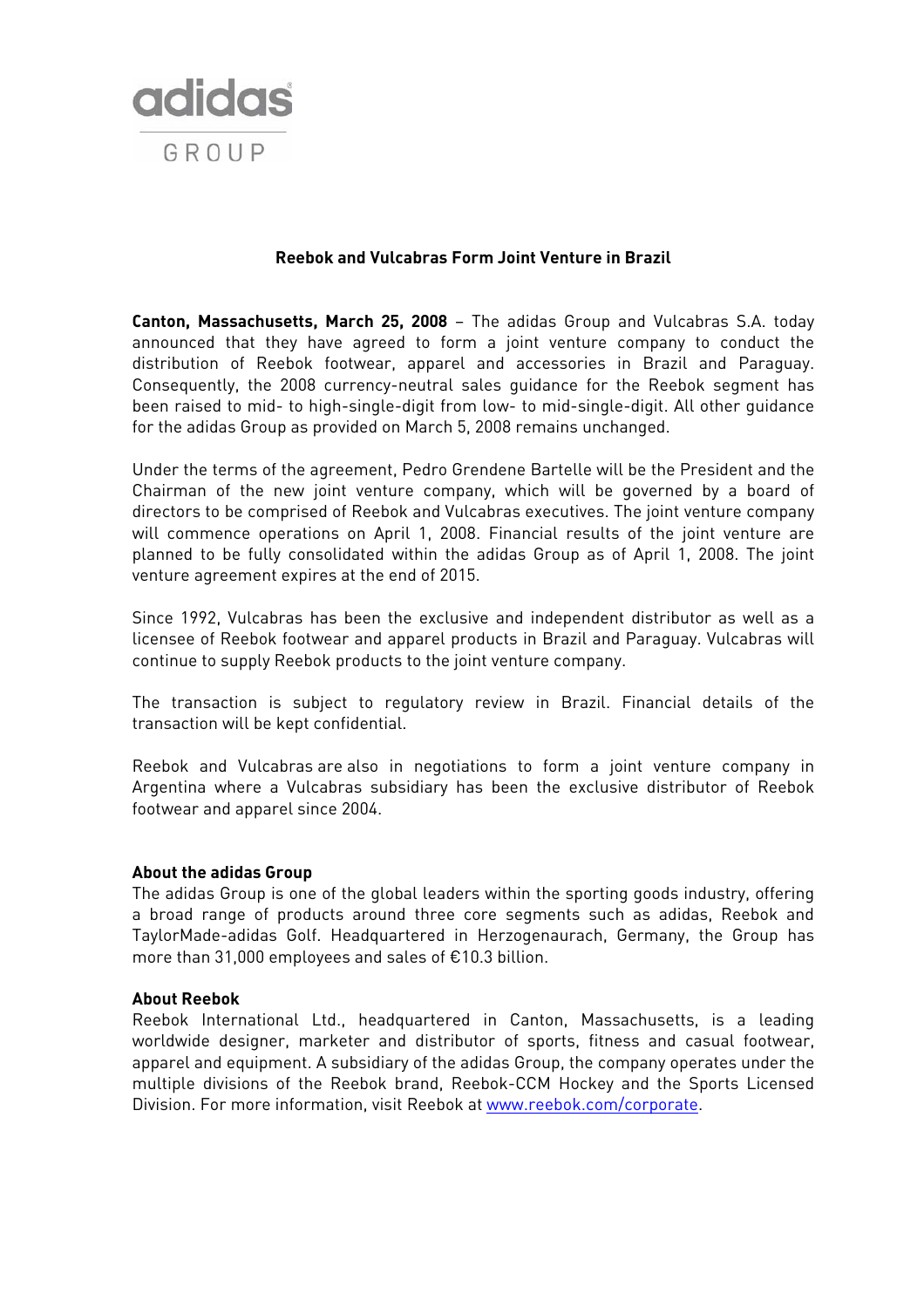# Reebok and Vulcabras Form Joint Venture in Brazil

**Canton, Massachusetts, March 25, 2008** – The adidas Group and Vulcabras S.A. today announced that they have agreed to form a joint venture company to conduct the distribution of Reebok footwear, apparel and accessories in Brazil and Paraguay. Consequently, the 2008 currency-neutral sales guidance for the Reebok segment has been raised to mid- to high-single-digit from low- to mid-single-digit. All other guidance for the adidas Group as provided on March 5, 2008 remains unchanged.

Under the terms of the agreement, Pedro Grendene Bartelle will be the President and the Chairman of the new joint venture company, which will be governed by a board of directors to be comprised of Reebok and Vulcabras executives. The joint venture company will commence operations on April 1, 2008. Financial results of the joint venture are planned to be fully consolidated within the adidas Group as of April 1, 2008. The joint venture agreement expires at the end of 2015.

Since 1992, Vulcabras has been the exclusive and independent distributor as well as a licensee of Reebok footwear and apparel products in Brazil and Paraguay. Vulcabras will continue to supply Reebok products to the joint venture company.

The transaction is subject to regulatory review in Brazil. Financial details of the transaction will be kept confidential.

Reebok and Vulcabras are also in negotiations to form a joint venture company in Argentina where a Vulcabras subsidiary has been the exclusive distributor of Reebok footwear and apparel since 2004.

**About the adidas Group**

The adidas Group is one of the global leaders within the sporting goods industry, offering a broad range of products around three core segments such as adidas, Reebok and TaylorMade-adidas Golf. Headquartered in Herzogenaurach, Germany, the Group has more than 31,000 employees and sales of €10.3 billion.

**About Reebok**

Reebok International Ltd., headquartered in Canton, Massachusetts, is a leading worldwide designer, marketer and distributor of sports, fitness and casual footwear, apparel and equipment. A subsidiary of the adidas Group, the company operates under the multiple divisions of the Reebok brand, Reebok-CCM Hockey and the Sports Licensed Division. For more information, visit Reebok at [www.reebok.com/corporate](http://www.reebok.com/corporate).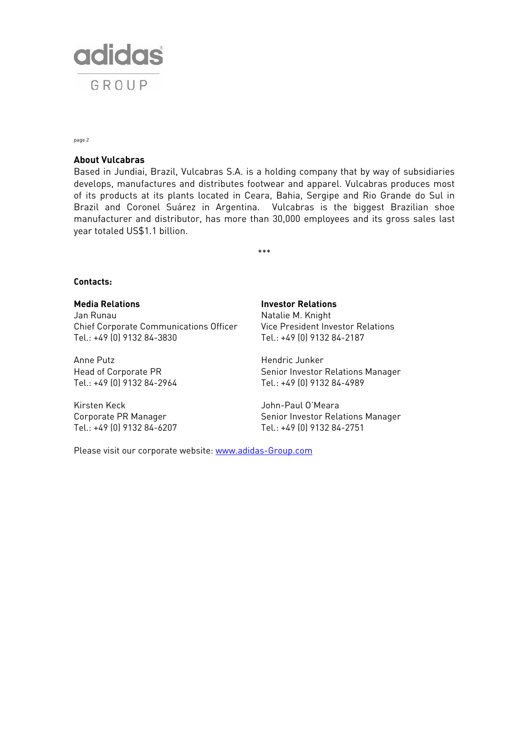**About Vulcabras**

Based in Jundiai, Brazil, Vulcabras S.A. is a holding company that by way of subsidiaries develops, manufactures and distributes footwear and apparel. Vulcabras produces most of its products at its plants located in Ceara, Bahia, Sergipe and Rio Grande do Sul in Brazil and Coronel Suárez in Argentina. Vulcabras is the biggest Brazilian shoe manufacturer and distributor, has more than 30,000 employees and its gross sales last year totaled US$1.1 billion.

***

**Contacts:**

**Media Relations**
Jan Runau
Chief Corporate Communications Officer
Tel.: +49 (0) 9132 84-3830

Anne Putz
Head of Corporate PR
Tel.: +49 (0) 9132 84-2964

Kirsten Keck
Corporate PR Manager
Tel.: +49 (0) 9132 84-6207

**Investor Relations**
Natalie M. Knight
Vice President Investor Relations
Tel.: +49 (0) 9132 84-2187

Hendric Junker
Senior Investor Relations Manager
Tel.: +49 (0) 9132 84-4989

John-Paul O'Meara
Senior Investor Relations Manager
Tel.: +49 (0) 9132 84-2751

Please visit our corporate website: www.adidas-Group.com